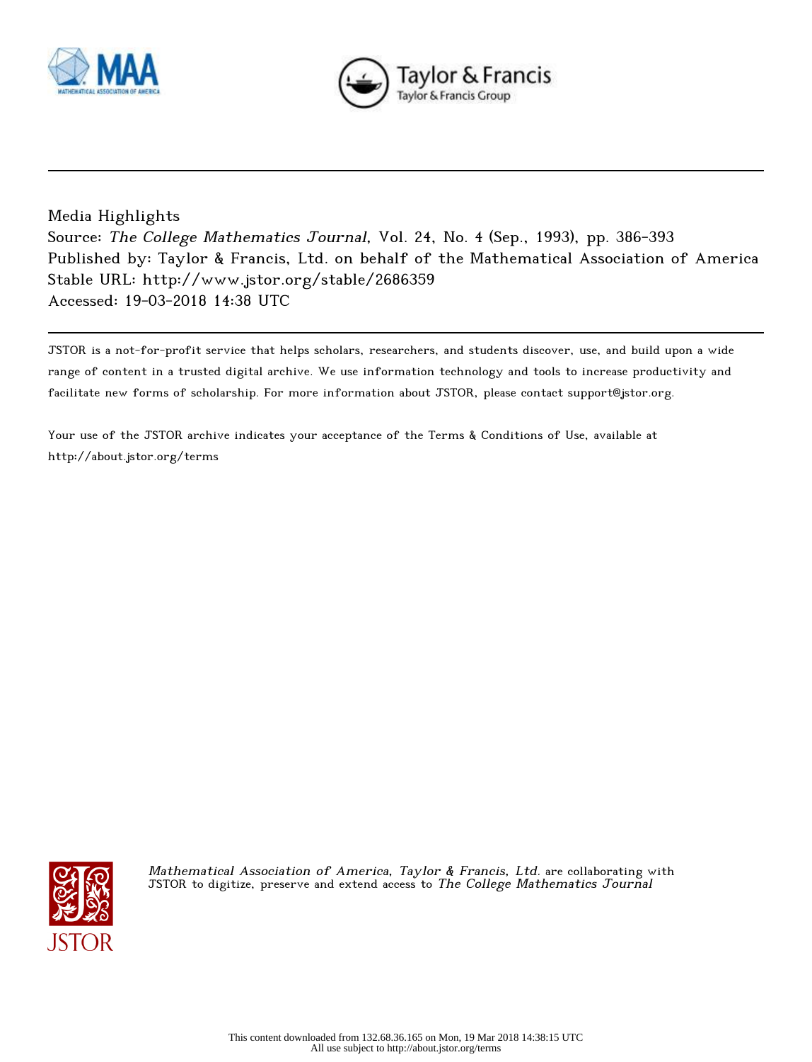Media Highlights

Source: *The College Mathematics Journal*, Vol. 24, No. 4 (Sep., 1993), pp. 386-393

Published by: Taylor & Francis, Ltd. on behalf of the Mathematical Association of America

Stable URL: http://www.jstor.org/stable/2686359

Accessed: 19-03-2018 14:38 UTC

JSTOR is a not-for-profit service that helps scholars, researchers, and students discover, use, and build upon a wide range of content in a trusted digital archive. We use information technology and tools to increase productivity and facilitate new forms of scholarship. For more information about JSTOR, please contact support@jstor.org.

Your use of the JSTOR archive indicates your acceptance of the Terms & Conditions of Use, available at http://about.jstor.org/terms

*Mathematical Association of America, Taylor & Francis, Ltd.* are collaborating with JSTOR to digitize, preserve and extend access to *The College Mathematics Journal*

This content downloaded from 132.68.36.165 on Mon, 19 Mar 2018 14:38:15 UTC
All use subject to http://about.jstor.org/terms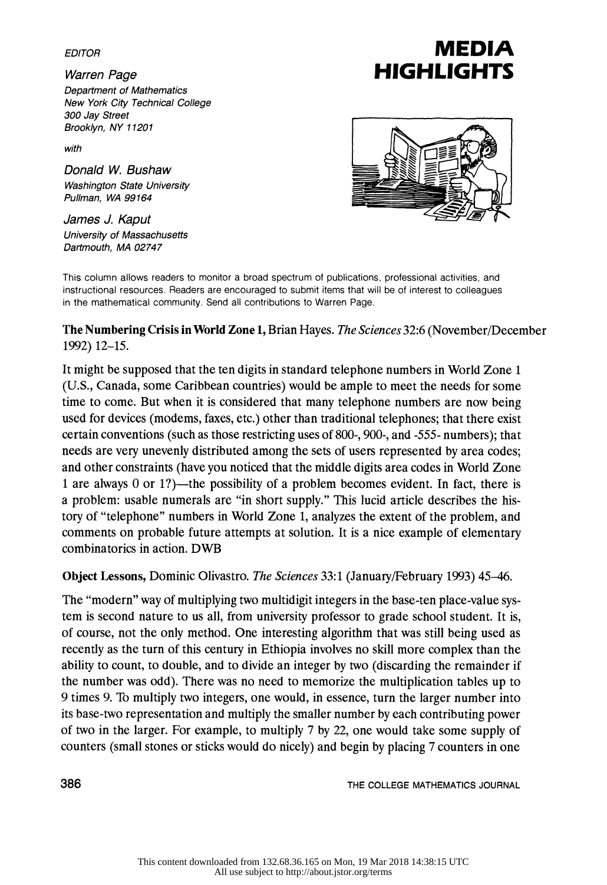EDITOR

*Warren Page*
*Department of Mathematics*
*New York City Technical College*
*300 Jay Street*
*Brooklyn, NY 11201*

*with*

*Donald W. Bushaw*
*Washington State University*
*Pullman, WA 99164*

*James J. Kaput*
*University of Massachusetts*
*Dartmouth, MA 02747*

# MEDIA HIGHLIGHTS

This column allows readers to monitor a broad spectrum of publications, professional activities, and instructional resources. Readers are encouraged to submit items that will be of interest to colleagues in the mathematical community. Send all contributions to Warren Page.

**The Numbering Crisis in World Zone 1,** Brian Hayes. *The Sciences* 32:6 (November/December 1992) 12–15.

It might be supposed that the ten digits in standard telephone numbers in World Zone 1 (U.S., Canada, some Caribbean countries) would be ample to meet the needs for some time to come. But when it is considered that many telephone numbers are now being used for devices (modems, faxes, etc.) other than traditional telephones; that there exist certain conventions (such as those restricting uses of 800-, 900-, and -555- numbers); that needs are very unevenly distributed among the sets of users represented by area codes; and other constraints (have you noticed that the middle digits area codes in World Zone 1 are always 0 or 1?)—the possibility of a problem becomes evident. In fact, there is a problem: usable numerals are "in short supply." This lucid article describes the history of "telephone" numbers in World Zone 1, analyzes the extent of the problem, and comments on probable future attempts at solution. It is a nice example of elementary combinatorics in action. DWB

**Object Lessons,** Dominic Olivastro. *The Sciences* 33:1 (January/February 1993) 45–46.

The "modern" way of multiplying two multidigit integers in the base-ten place-value system is second nature to us all, from university professor to grade school student. It is, of course, not the only method. One interesting algorithm that was still being used as recently as the turn of this century in Ethiopia involves no skill more complex than the ability to count, to double, and to divide an integer by two (discarding the remainder if the number was odd). There was no need to memorize the multiplication tables up to 9 times 9. To multiply two integers, one would, in essence, turn the larger number into its base-two representation and multiply the smaller number by each contributing power of two in the larger. For example, to multiply 7 by 22, one would take some supply of counters (small stones or sticks would do nicely) and begin by placing 7 counters in one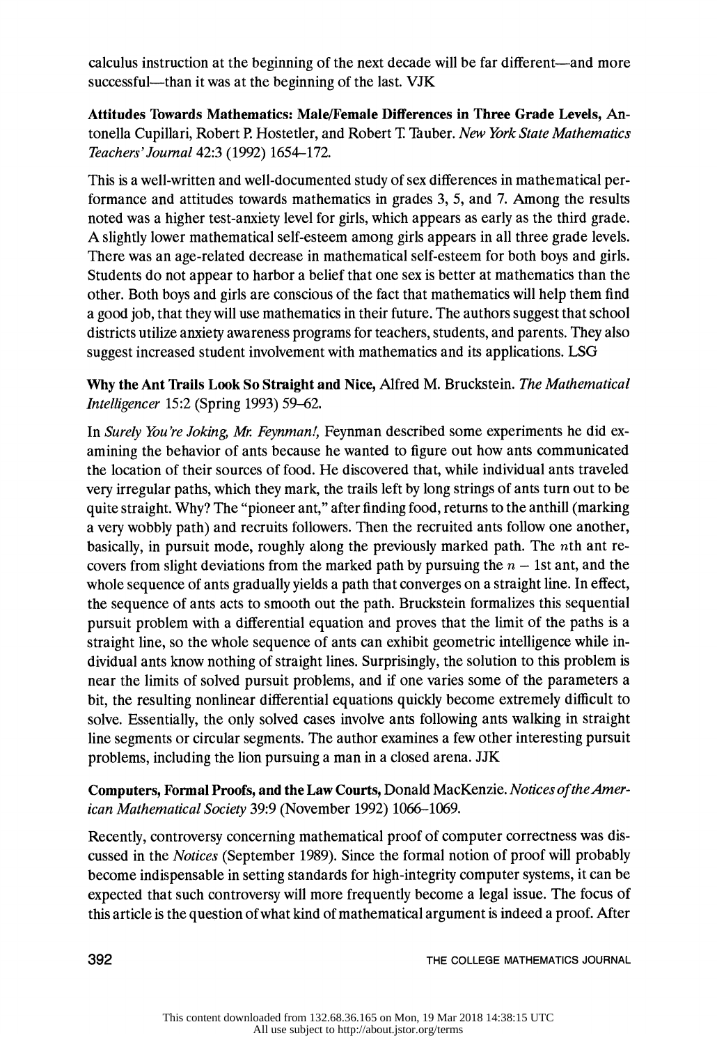calculus instruction at the beginning of the next decade will be far different—and more successful—than it was at the beginning of the last. VJK

**Attitudes Towards Mathematics: Male/Female Differences in Three Grade Levels,** Antonella Cupillari, Robert P. Hostetler, and Robert T. Tauber. *New York State Mathematics Teachers' Journal* 42:3 (1992) 1654–172.

This is a well-written and well-documented study of sex differences in mathematical performance and attitudes towards mathematics in grades 3, 5, and 7. Among the results noted was a higher test-anxiety level for girls, which appears as early as the third grade. A slightly lower mathematical self-esteem among girls appears in all three grade levels. There was an age-related decrease in mathematical self-esteem for both boys and girls. Students do not appear to harbor a belief that one sex is better at mathematics than the other. Both boys and girls are conscious of the fact that mathematics will help them find a good job, that they will use mathematics in their future. The authors suggest that school districts utilize anxiety awareness programs for teachers, students, and parents. They also suggest increased student involvement with mathematics and its applications. LSG

**Why the Ant Trails Look So Straight and Nice,** Alfred M. Bruckstein. *The Mathematical Intelligencer* 15:2 (Spring 1993) 59–62.

In *Surely You're Joking, Mr. Feynman!,* Feynman described some experiments he did examining the behavior of ants because he wanted to figure out how ants communicated the location of their sources of food. He discovered that, while individual ants traveled very irregular paths, which they mark, the trails left by long strings of ants turn out to be quite straight. Why? The "pioneer ant," after finding food, returns to the anthill (marking a very wobbly path) and recruits followers. Then the recruited ants follow one another, basically, in pursuit mode, roughly along the previously marked path. The $n$th ant recovers from slight deviations from the marked path by pursuing the $n-1$st ant, and the whole sequence of ants gradually yields a path that converges on a straight line. In effect, the sequence of ants acts to smooth out the path. Bruckstein formalizes this sequential pursuit problem with a differential equation and proves that the limit of the paths is a straight line, so the whole sequence of ants can exhibit geometric intelligence while individual ants know nothing of straight lines. Surprisingly, the solution to this problem is near the limits of solved pursuit problems, and if one varies some of the parameters a bit, the resulting nonlinear differential equations quickly become extremely difficult to solve. Essentially, the only solved cases involve ants following ants walking in straight line segments or circular segments. The author examines a few other interesting pursuit problems, including the lion pursuing a man in a closed arena. JJK

**Computers, Formal Proofs, and the Law Courts,** Donald MacKenzie. *Notices of the American Mathematical Society* 39:9 (November 1992) 1066–1069.

Recently, controversy concerning mathematical proof of computer correctness was discussed in the *Notices* (September 1989). Since the formal notion of proof will probably become indispensable in setting standards for high-integrity computer systems, it can be expected that such controversy will more frequently become a legal issue. The focus of this article is the question of what kind of mathematical argument is indeed a proof. After